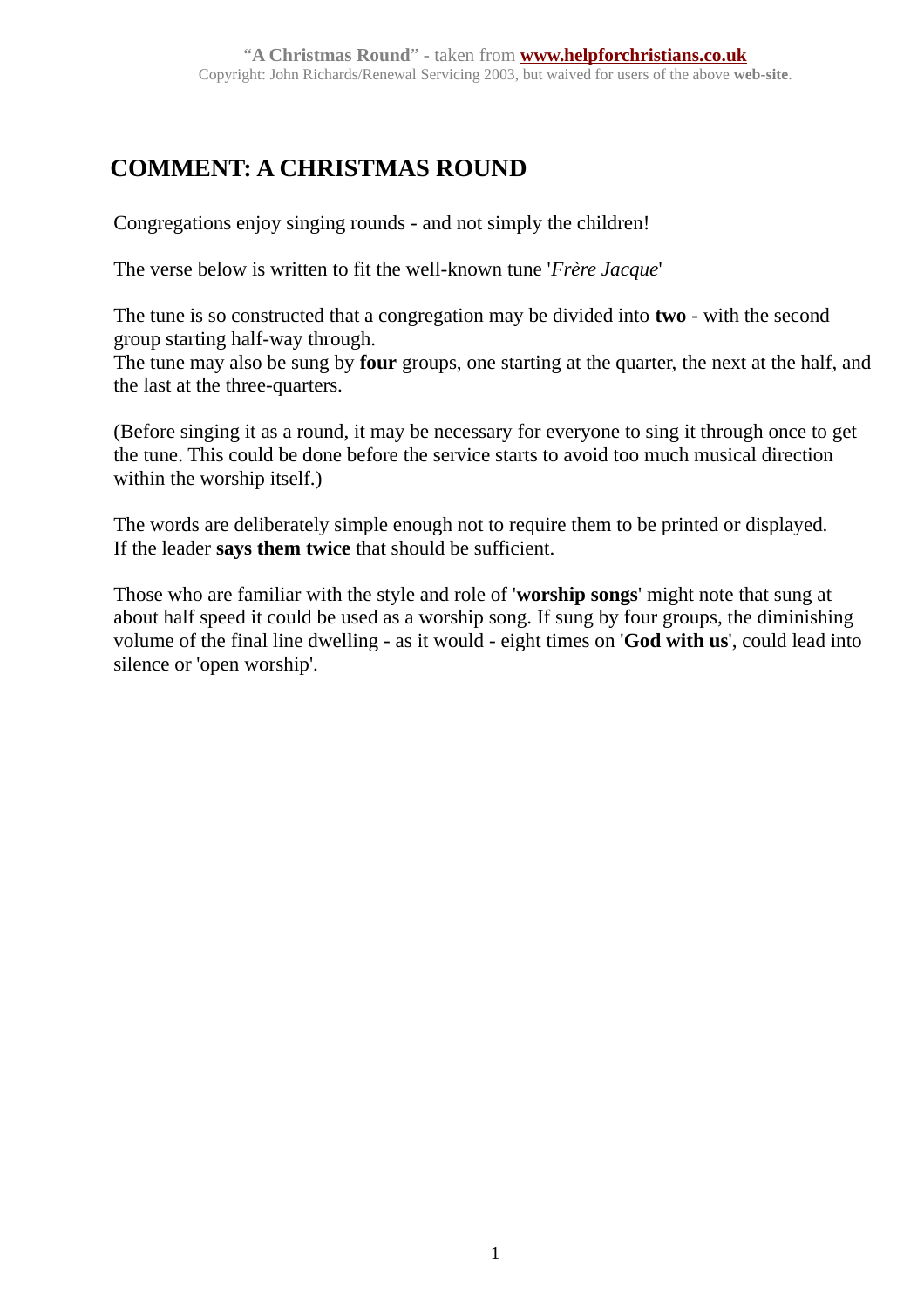"**A Christmas Round**" - taken from **www.helpforchristians.co.uk**
Copyright: John Richards/Renewal Servicing 2003, but waived for users of the above **web-site**.

# COMMENT: A CHRISTMAS ROUND

Congregations enjoy singing rounds - and not simply the children!

The verse below is written to fit the well-known tune '*Frère Jacque*'

The tune is so constructed that a congregation may be divided into **two** - with the second group starting half-way through.
The tune may also be sung by **four** groups, one starting at the quarter, the next at the half, and the last at the three-quarters.

(Before singing it as a round, it may be necessary for everyone to sing it through once to get the tune. This could be done before the service starts to avoid too much musical direction within the worship itself.)

The words are deliberately simple enough not to require them to be printed or displayed.
If the leader **says them twice** that should be sufficient.

Those who are familiar with the style and role of '**worship songs**' might note that sung at about half speed it could be used as a worship song. If sung by four groups, the diminishing volume of the final line dwelling - as it would - eight times on '**God with us**', could lead into silence or 'open worship'.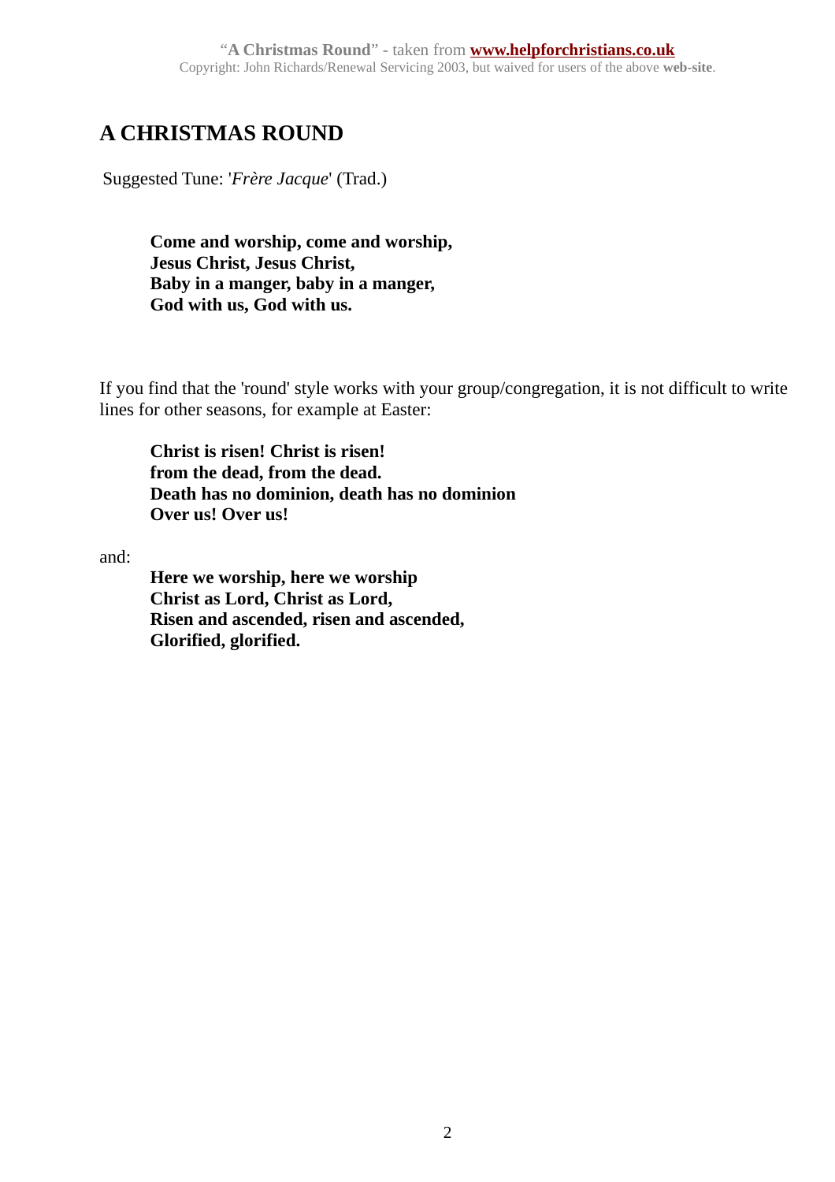"**A Christmas Round**" - taken from **www.helpforchristians.co.uk**
Copyright: John Richards/Renewal Servicing 2003, but waived for users of the above **web-site**.

# A CHRISTMAS ROUND

Suggested Tune: '*Frère Jacque*' (Trad.)

**Come and worship, come and worship,**
**Jesus Christ, Jesus Christ,**
**Baby in a manger, baby in a manger,**
**God with us, God with us.**

If you find that the 'round' style works with your group/congregation, it is not difficult to write lines for other seasons, for example at Easter:

**Christ is risen! Christ is risen!**
**from the dead, from the dead.**
**Death has no dominion, death has no dominion**
**Over us! Over us!**

and:

**Here we worship, here we worship**
**Christ as Lord, Christ as Lord,**
**Risen and ascended, risen and ascended,**
**Glorified, glorified.**